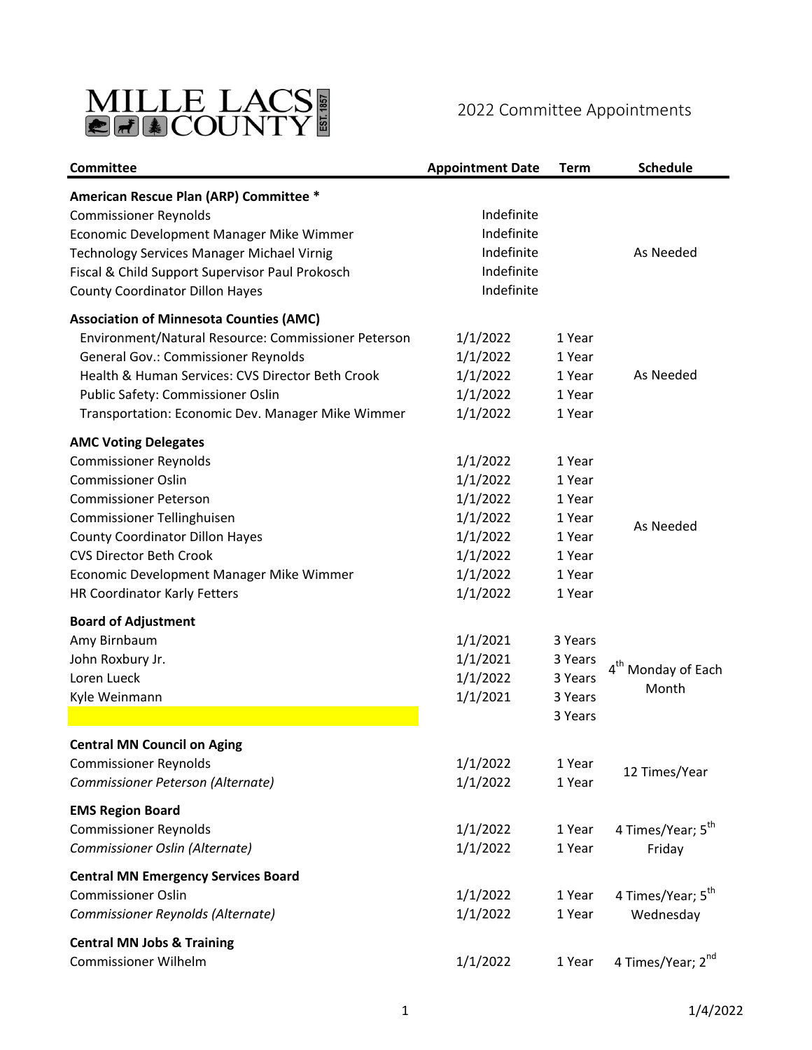# MILLE LACS COUNTY

## 2022 Committee Appointments

| Committee | Appointment Date | Term | Schedule |
|---|---|---|---|
| **American Rescue Plan (ARP) Committee *** | | | |
| Commissioner Reynolds | Indefinite | | As Needed |
| Economic Development Manager Mike Wimmer | Indefinite | | |
| Technology Services Manager Michael Virnig | Indefinite | | |
| Fiscal & Child Support Supervisor Paul Prokosch | Indefinite | | |
| County Coordinator Dillon Hayes | Indefinite | | |
| **Association of Minnesota Counties (AMC)** | | | |
| Environment/Natural Resource: Commissioner Peterson | 1/1/2022 | 1 Year | As Needed |
| General Gov.: Commissioner Reynolds | 1/1/2022 | 1 Year | |
| Health & Human Services: CVS Director Beth Crook | 1/1/2022 | 1 Year | |
| Public Safety: Commissioner Oslin | 1/1/2022 | 1 Year | |
| Transportation: Economic Dev. Manager Mike Wimmer | 1/1/2022 | 1 Year | |
| **AMC Voting Delegates** | | | |
| Commissioner Reynolds | 1/1/2022 | 1 Year | As Needed |
| Commissioner Oslin | 1/1/2022 | 1 Year | |
| Commissioner Peterson | 1/1/2022 | 1 Year | |
| Commissioner Tellinghuisen | 1/1/2022 | 1 Year | |
| County Coordinator Dillon Hayes | 1/1/2022 | 1 Year | |
| CVS Director Beth Crook | 1/1/2022 | 1 Year | |
| Economic Development Manager Mike Wimmer | 1/1/2022 | 1 Year | |
| HR Coordinator Karly Fetters | 1/1/2022 | 1 Year | |
| **Board of Adjustment** | | | |
| Amy Birnbaum | 1/1/2021 | 3 Years | 4th Monday of Each Month |
| John Roxbury Jr. | 1/1/2021 | 3 Years | |
| Loren Lueck | 1/1/2022 | 3 Years | |
| Kyle Weinmann | 1/1/2021 | 3 Years | |
| | | 3 Years | |
| **Central MN Council on Aging** | | | |
| Commissioner Reynolds | 1/1/2022 | 1 Year | 12 Times/Year |
| *Commissioner Peterson (Alternate)* | 1/1/2022 | 1 Year | |
| **EMS Region Board** | | | |
| Commissioner Reynolds | 1/1/2022 | 1 Year | 4 Times/Year; 5th Friday |
| *Commissioner Oslin (Alternate)* | 1/1/2022 | 1 Year | |
| **Central MN Emergency Services Board** | | | |
| Commissioner Oslin | 1/1/2022 | 1 Year | 4 Times/Year; 5th Wednesday |
| *Commissioner Reynolds (Alternate)* | 1/1/2022 | 1 Year | |
| **Central MN Jobs & Training** | | | |
| Commissioner Wilhelm | 1/1/2022 | 1 Year | 4 Times/Year; 2nd |

1/4/2022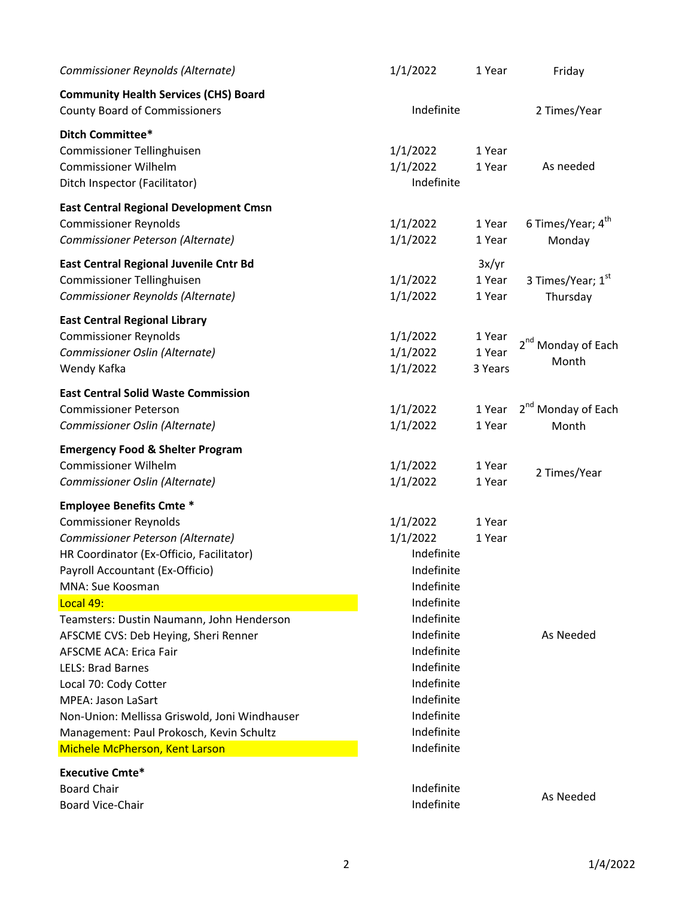| Committee / Member | Start Date | Term | Meeting Schedule |
|---|---|---|---|
| *Commissioner Reynolds (Alternate)* | 1/1/2022 | 1 Year | Friday |
| **Community Health Services (CHS) Board** | | | |
| County Board of Commissioners | Indefinite | | 2 Times/Year |
| **Ditch Committee*** | | | |
| Commissioner Tellinghuisen | 1/1/2022 | 1 Year | As needed |
| Commissioner Wilhelm | 1/1/2022 | 1 Year | |
| Ditch Inspector (Facilitator) | Indefinite | | |
| **East Central Regional Development Cmsn** | | | |
| Commissioner Reynolds | 1/1/2022 | 1 Year | 6 Times/Year; 4th Monday |
| *Commissioner Peterson (Alternate)* | 1/1/2022 | 1 Year | |
| **East Central Regional Juvenile Cntr Bd** | | 3x/yr | |
| Commissioner Tellinghuisen | 1/1/2022 | 1 Year | 3 Times/Year; 1st Thursday |
| *Commissioner Reynolds (Alternate)* | 1/1/2022 | 1 Year | |
| **East Central Regional Library** | | | |
| Commissioner Reynolds | 1/1/2022 | 1 Year | 2nd Monday of Each Month |
| *Commissioner Oslin (Alternate)* | 1/1/2022 | 1 Year | |
| Wendy Kafka | 1/1/2022 | 3 Years | |
| **East Central Solid Waste Commission** | | | |
| Commissioner Peterson | 1/1/2022 | 1 Year | 2nd Monday of Each Month |
| *Commissioner Oslin (Alternate)* | 1/1/2022 | 1 Year | |
| **Emergency Food & Shelter Program** | | | |
| Commissioner Wilhelm | 1/1/2022 | 1 Year | 2 Times/Year |
| *Commissioner Oslin (Alternate)* | 1/1/2022 | 1 Year | |
| **Employee Benefits Cmte *** | | | |
| Commissioner Reynolds | 1/1/2022 | 1 Year | As Needed |
| *Commissioner Peterson (Alternate)* | 1/1/2022 | 1 Year | |
| HR Coordinator (Ex-Officio, Facilitator) | Indefinite | | |
| Payroll Accountant (Ex-Officio) | Indefinite | | |
| MNA: Sue Koosman | Indefinite | | |
| Local 49: | Indefinite | | |
| Teamsters: Dustin Naumann, John Henderson | Indefinite | | |
| AFSCME CVS: Deb Heying, Sheri Renner | Indefinite | | |
| AFSCME ACA: Erica Fair | Indefinite | | |
| LELS: Brad Barnes | Indefinite | | |
| Local 70: Cody Cotter | Indefinite | | |
| MPEA: Jason LaSart | Indefinite | | |
| Non-Union: Mellissa Griswold, Joni Windhauser | Indefinite | | |
| Management: Paul Prokosch, Kevin Schultz | Indefinite | | |
| Michele McPherson, Kent Larson | Indefinite | | |
| **Executive Cmte*** | | | |
| Board Chair | Indefinite | | As Needed |
| Board Vice-Chair | Indefinite | | |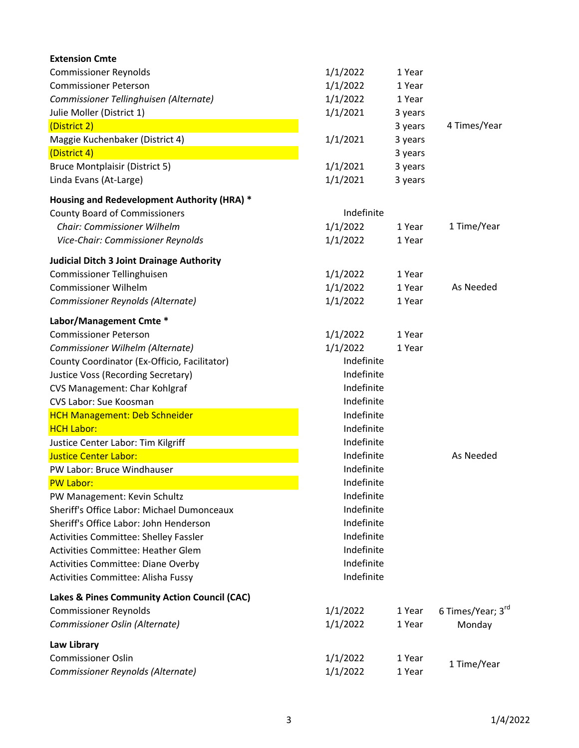| | | | |
|---|---|---|---|
| **Extension Cmte** | | | |
| Commissioner Reynolds | 1/1/2022 | 1 Year | |
| Commissioner Peterson | 1/1/2022 | 1 Year | |
| *Commissioner Tellinghuisen (Alternate)* | 1/1/2022 | 1 Year | |
| Julie Moller (District 1) | 1/1/2021 | 3 years | |
| (District 2) | | 3 years | 4 Times/Year |
| Maggie Kuchenbaker (District 4) | 1/1/2021 | 3 years | |
| (District 4) | | 3 years | |
| Bruce Montplaisir (District 5) | 1/1/2021 | 3 years | |
| Linda Evans (At-Large) | 1/1/2021 | 3 years | |
| **Housing and Redevelopment Authority (HRA) *** | | | |
| County Board of Commissioners | Indefinite | | |
| *Chair: Commissioner Wilhelm* | 1/1/2022 | 1 Year | 1 Time/Year |
| *Vice-Chair: Commissioner Reynolds* | 1/1/2022 | 1 Year | |
| **Judicial Ditch 3 Joint Drainage Authority** | | | |
| Commissioner Tellinghuisen | 1/1/2022 | 1 Year | |
| Commissioner Wilhelm | 1/1/2022 | 1 Year | As Needed |
| *Commissioner Reynolds (Alternate)* | 1/1/2022 | 1 Year | |
| **Labor/Management Cmte *** | | | |
| Commissioner Peterson | 1/1/2022 | 1 Year | |
| *Commissioner Wilhelm (Alternate)* | 1/1/2022 | 1 Year | |
| County Coordinator (Ex-Officio, Facilitator) | Indefinite | | |
| Justice Voss (Recording Secretary) | Indefinite | | |
| CVS Management: Char Kohlgraf | Indefinite | | |
| CVS Labor: Sue Koosman | Indefinite | | |
| HCH Management: Deb Schneider | Indefinite | | |
| HCH Labor: | Indefinite | | |
| Justice Center Labor: Tim Kilgriff | Indefinite | | |
| Justice Center Labor: | Indefinite | | As Needed |
| PW Labor: Bruce Windhauser | Indefinite | | |
| PW Labor: | Indefinite | | |
| PW Management: Kevin Schultz | Indefinite | | |
| Sheriff's Office Labor: Michael Dumonceaux | Indefinite | | |
| Sheriff's Office Labor: John Henderson | Indefinite | | |
| Activities Committee: Shelley Fassler | Indefinite | | |
| Activities Committee: Heather Glem | Indefinite | | |
| Activities Committee: Diane Overby | Indefinite | | |
| Activities Committee: Alisha Fussy | Indefinite | | |
| **Lakes & Pines Community Action Council (CAC)** | | | |
| Commissioner Reynolds | 1/1/2022 | 1 Year | 6 Times/Year; 3rd Monday |
| *Commissioner Oslin (Alternate)* | 1/1/2022 | 1 Year | |
| **Law Library** | | | |
| Commissioner Oslin | 1/1/2022 | 1 Year | 1 Time/Year |
| *Commissioner Reynolds (Alternate)* | 1/1/2022 | 1 Year | |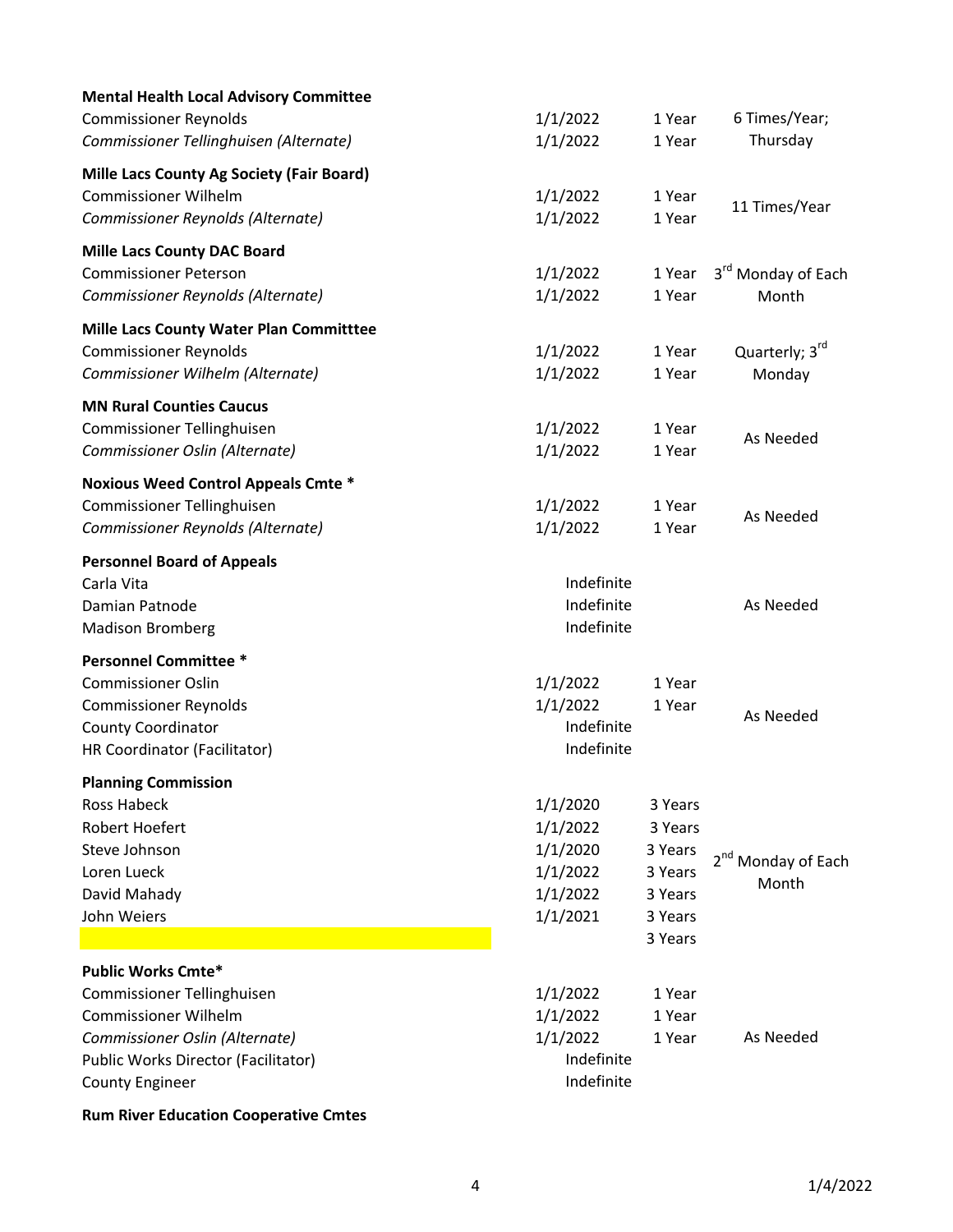| | | | |
|---|---|---|---|
| **Mental Health Local Advisory Committee** | | | |
| Commissioner Reynolds | 1/1/2022 | 1 Year | 6 Times/Year; Thursday |
| *Commissioner Tellinghuisen (Alternate)* | 1/1/2022 | 1 Year | |
| **Mille Lacs County Ag Society (Fair Board)** | | | |
| Commissioner Wilhelm | 1/1/2022 | 1 Year | 11 Times/Year |
| *Commissioner Reynolds (Alternate)* | 1/1/2022 | 1 Year | |
| **Mille Lacs County DAC Board** | | | |
| Commissioner Peterson | 1/1/2022 | 1 Year | 3rd Monday of Each Month |
| *Commissioner Reynolds (Alternate)* | 1/1/2022 | 1 Year | |
| **Mille Lacs County Water Plan Committtee** | | | |
| Commissioner Reynolds | 1/1/2022 | 1 Year | Quarterly; 3rd Monday |
| *Commissioner Wilhelm (Alternate)* | 1/1/2022 | 1 Year | |
| **MN Rural Counties Caucus** | | | |
| Commissioner Tellinghuisen | 1/1/2022 | 1 Year | As Needed |
| *Commissioner Oslin (Alternate)* | 1/1/2022 | 1 Year | |
| **Noxious Weed Control Appeals Cmte *** | | | |
| Commissioner Tellinghuisen | 1/1/2022 | 1 Year | As Needed |
| *Commissioner Reynolds (Alternate)* | 1/1/2022 | 1 Year | |
| **Personnel Board of Appeals** | | | |
| Carla Vita | Indefinite | | As Needed |
| Damian Patnode | Indefinite | | |
| Madison Bromberg | Indefinite | | |
| **Personnel Committee *** | | | |
| Commissioner Oslin | 1/1/2022 | 1 Year | As Needed |
| Commissioner Reynolds | 1/1/2022 | 1 Year | |
| County Coordinator | Indefinite | | |
| HR Coordinator (Facilitator) | Indefinite | | |
| **Planning Commission** | | | |
| Ross Habeck | 1/1/2020 | 3 Years | 2nd Monday of Each Month |
| Robert Hoefert | 1/1/2022 | 3 Years | |
| Steve Johnson | 1/1/2020 | 3 Years | |
| Loren Lueck | 1/1/2022 | 3 Years | |
| David Mahady | 1/1/2022 | 3 Years | |
| John Weiers | 1/1/2021 | 3 Years | |
| | | 3 Years | |
| **Public Works Cmte*** | | | |
| Commissioner Tellinghuisen | 1/1/2022 | 1 Year | As Needed |
| Commissioner Wilhelm | 1/1/2022 | 1 Year | |
| *Commissioner Oslin (Alternate)* | 1/1/2022 | 1 Year | |
| Public Works Director (Facilitator) | Indefinite | | |
| County Engineer | Indefinite | | |
| **Rum River Education Cooperative Cmtes** | | | |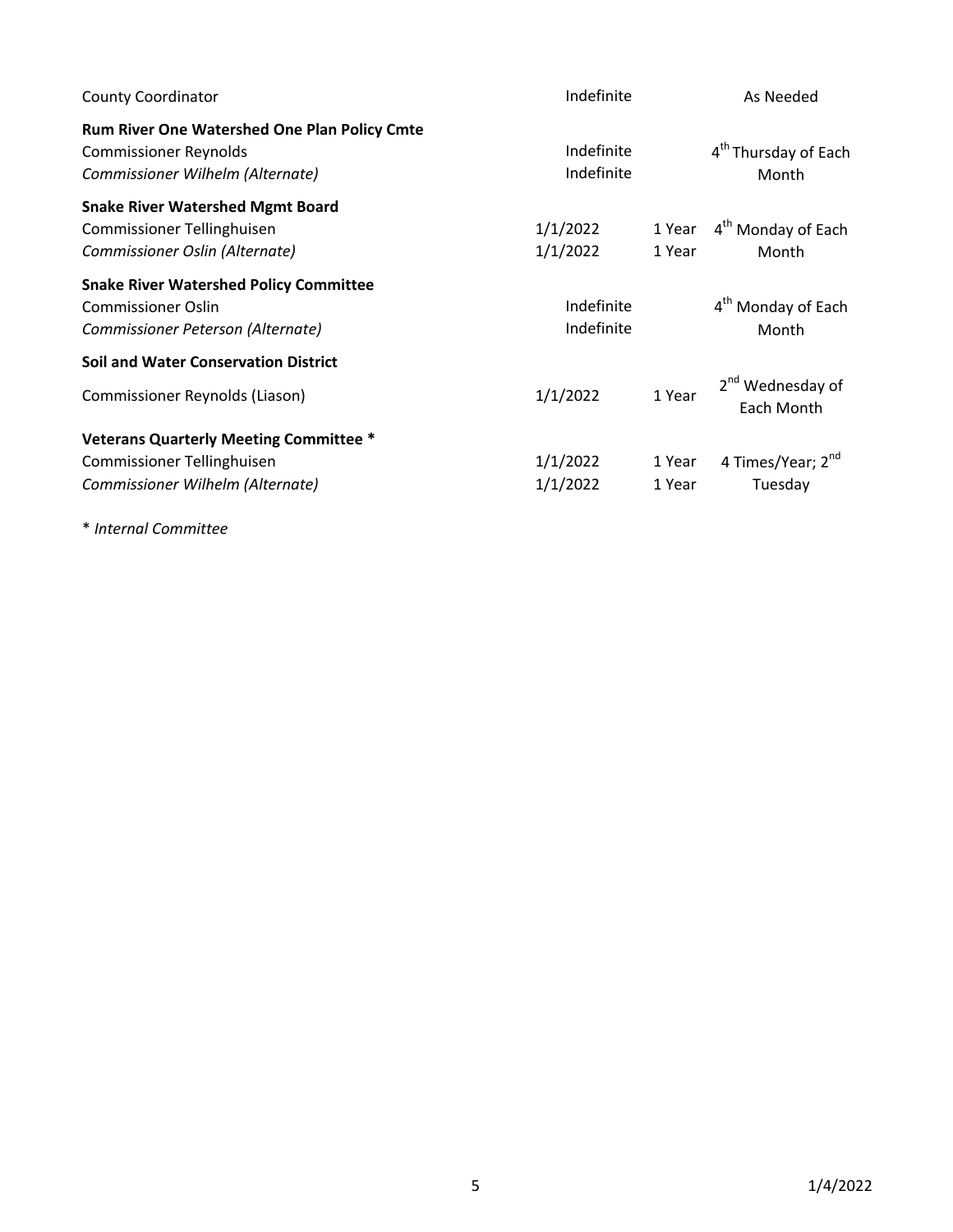| | | | |
|---|---|---|---|
| County Coordinator | Indefinite | | As Needed |
| **Rum River One Watershed One Plan Policy Cmte** | | | |
| Commissioner Reynolds | Indefinite | | 4th Thursday of Each Month |
| *Commissioner Wilhelm (Alternate)* | Indefinite | | |
| **Snake River Watershed Mgmt Board** | | | |
| Commissioner Tellinghuisen | 1/1/2022 | 1 Year | 4th Monday of Each Month |
| *Commissioner Oslin (Alternate)* | 1/1/2022 | 1 Year | |
| **Snake River Watershed Policy Committee** | | | |
| Commissioner Oslin | Indefinite | | 4th Monday of Each Month |
| *Commissioner Peterson (Alternate)* | Indefinite | | |
| **Soil and Water Conservation District** | | | |
| Commissioner Reynolds (Liason) | 1/1/2022 | 1 Year | 2nd Wednesday of Each Month |
| **Veterans Quarterly Meeting Committee *** | | | |
| Commissioner Tellinghuisen | 1/1/2022 | 1 Year | 4 Times/Year; 2nd Tuesday |
| *Commissioner Wilhelm (Alternate)* | 1/1/2022 | 1 Year | |

\* *Internal Committee*